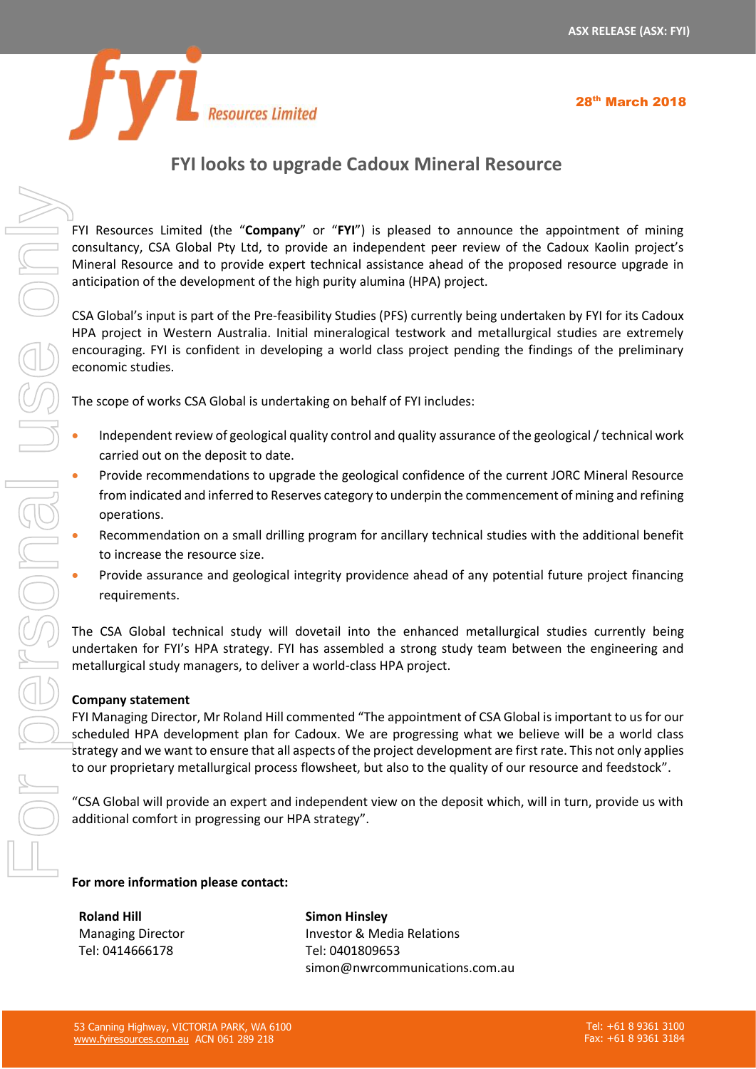ASX RELEASE (ASX: FYI)

28th March 2018

# FYI looks to upgrade Cadoux Mineral Resource

FYI Resources Limited (the "**Company**" or "**FYI**") is pleased to announce the appointment of mining consultancy, CSA Global Pty Ltd, to provide an independent peer review of the Cadoux Kaolin project's Mineral Resource and to provide expert technical assistance ahead of the proposed resource upgrade in anticipation of the development of the high purity alumina (HPA) project.

CSA Global's input is part of the Pre-feasibility Studies (PFS) currently being undertaken by FYI for its Cadoux HPA project in Western Australia. Initial mineralogical testwork and metallurgical studies are extremely encouraging. FYI is confident in developing a world class project pending the findings of the preliminary economic studies.

The scope of works CSA Global is undertaking on behalf of FYI includes:

- Independent review of geological quality control and quality assurance of the geological / technical work carried out on the deposit to date.
- Provide recommendations to upgrade the geological confidence of the current JORC Mineral Resource from indicated and inferred to Reserves category to underpin the commencement of mining and refining operations.
- Recommendation on a small drilling program for ancillary technical studies with the additional benefit to increase the resource size.
- Provide assurance and geological integrity providence ahead of any potential future project financing requirements.

The CSA Global technical study will dovetail into the enhanced metallurgical studies currently being undertaken for FYI's HPA strategy. FYI has assembled a strong study team between the engineering and metallurgical study managers, to deliver a world-class HPA project.

**Company statement**

FYI Managing Director, Mr Roland Hill commented "The appointment of CSA Global is important to us for our scheduled HPA development plan for Cadoux. We are progressing what we believe will be a world class strategy and we want to ensure that all aspects of the project development are first rate. This not only applies to our proprietary metallurgical process flowsheet, but also to the quality of our resource and feedstock".

"CSA Global will provide an expert and independent view on the deposit which, will in turn, provide us with additional comfort in progressing our HPA strategy".

**For more information please contact:**

**Roland Hill**
Managing Director
Tel: 0414666178

**Simon Hinsley**
Investor & Media Relations
Tel: 0401809653
simon@nwrcommunications.com.au

53 Canning Highway, VICTORIA PARK, WA 6100
www.fyiresources.com.au ACN 061 289 218

Tel: +61 8 9361 3100
Fax: +61 8 9361 3184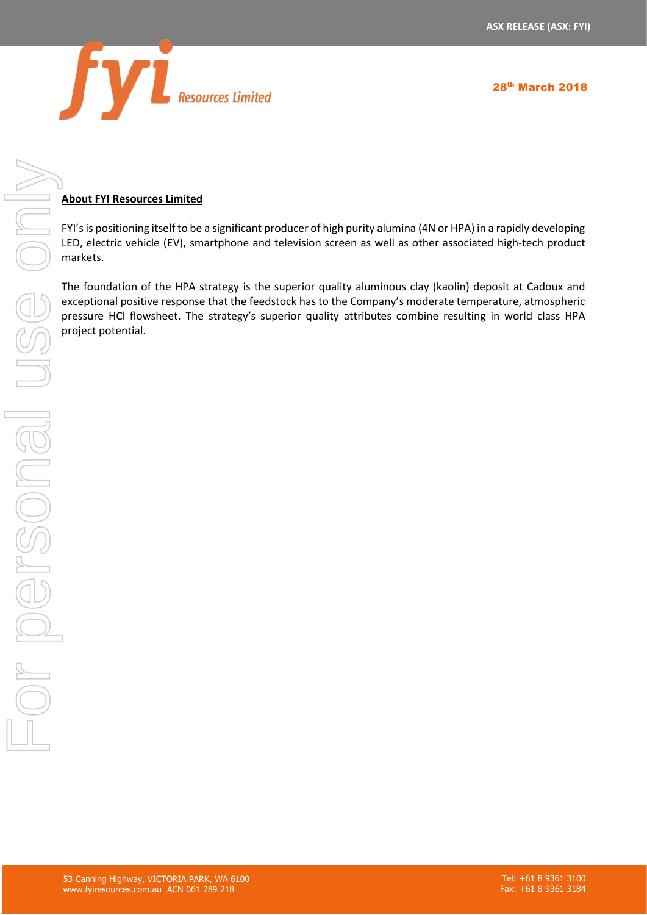## About FYI Resources Limited

FYI's is positioning itself to be a significant producer of high purity alumina (4N or HPA) in a rapidly developing LED, electric vehicle (EV), smartphone and television screen as well as other associated high-tech product markets.

The foundation of the HPA strategy is the superior quality aluminous clay (kaolin) deposit at Cadoux and exceptional positive response that the feedstock has to the Company's moderate temperature, atmospheric pressure HCl flowsheet. The strategy's superior quality attributes combine resulting in world class HPA project potential.